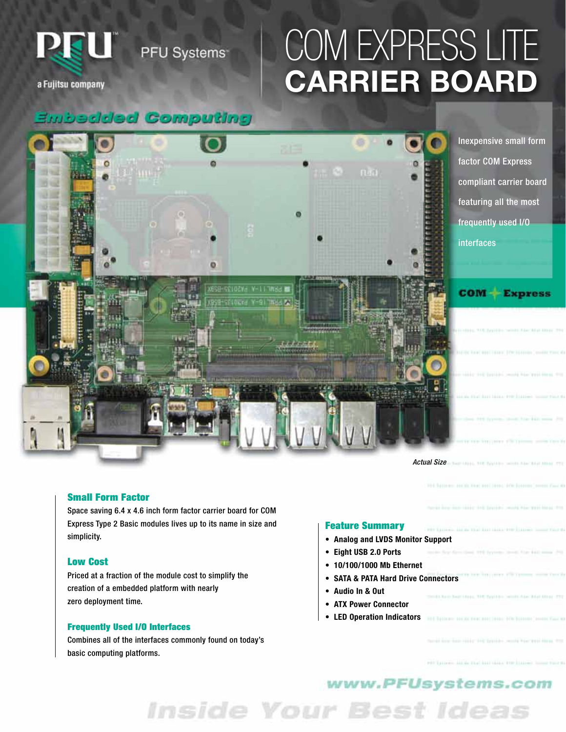PFU

a Fujitsu company

PFU Systems

# COM EXPRESS LITE CARRIER BOARD

Embedded Computing

Inexpensive small form factor COM Express compliant carrier board featuring all the most frequently used I/O interfaces

COM Express

*Actual Size*

### Small Form Factor

Space saving 6.4 x 4.6 inch form factor carrier board for COM Express Type 2 Basic modules lives up to its name in size and simplicity.

### Low Cost

Priced at a fraction of the module cost to simplify the creation of a embedded platform with nearly zero deployment time.

### Frequently Used I/O Interfaces

Combines all of the interfaces commonly found on today's basic computing platforms.

### Feature Summary

- **Analog and LVDS Monitor Support**
- **Eight USB 2.0 Ports**
- **10/100/1000 Mb Ethernet**
- **SATA & PATA Hard Drive Connectors**
- **Audio In & Out**
- **ATX Power Connector**
- **LED Operation Indicators**

www.PFUsystems.com

Inside Your Best Ideas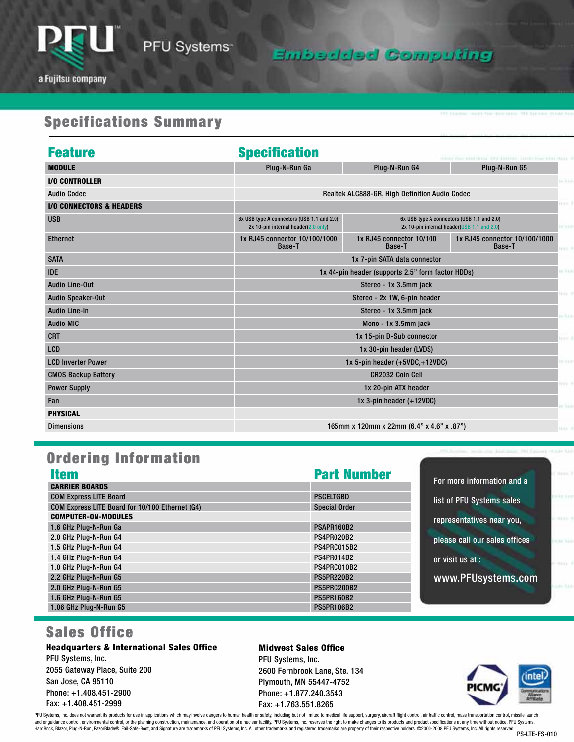PFU Systems™ a Fujitsu company

Embedded Computing

## Specifications Summary

| Feature | Specification | | |
|---|---|---|---|
| **MODULE** | Plug-N-Run Ga | Plug-N-Run G4 | Plug-N-Run G5 |
| **I/O CONTROLLER** | | | |
| Audio Codec | Realtek ALC888-GR, High Definition Audio Codec | | |
| **I/O CONNECTORS & HEADERS** | | | |
| USB | 6x USB type A connectors (USB 1.1 and 2.0) 2x 10-pin internal header(2.0 only) | 6x USB type A connectors (USB 1.1 and 2.0) 2x 10-pin internal header(USB 1.1 and 2.0) | |
| Ethernet | 1x RJ45 connector 10/100/1000 Base-T | 1x RJ45 connector 10/100 Base-T | 1x RJ45 connector 10/100/1000 Base-T |
| SATA | 1x 7-pin SATA data connector | | |
| IDE | 1x 44-pin header (supports 2.5" form factor HDDs) | | |
| Audio Line-Out | Stereo - 1x 3.5mm jack | | |
| Audio Speaker-Out | Stereo - 2x 1W, 6-pin header | | |
| Audio Line-In | Stereo - 1x 3.5mm jack | | |
| Audio MIC | Mono - 1x 3.5mm jack | | |
| CRT | 1x 15-pin D-Sub connector | | |
| LCD | 1x 30-pin header (LVDS) | | |
| LCD Inverter Power | 1x 5-pin header (+5VDC,+12VDC) | | |
| CMOS Backup Battery | CR2032 Coin Cell | | |
| Power Supply | 1x 20-pin ATX header | | |
| Fan | 1x 3-pin header (+12VDC) | | |
| **PHYSICAL** | | | |
| Dimensions | 165mm x 120mm x 22mm (6.4" x 4.6" x .87") | | |

## Ordering Information

| Item | Part Number |
|---|---|
| **CARRIER BOARDS** | |
| COM Express LITE Board | PSCELTGBD |
| COM Express LITE Board for 10/100 Ethernet (G4) | Special Order |
| **COMPUTER-ON-MODULES** | |
| 1.6 GHz Plug-N-Run Ga | PSAPR160B2 |
| 2.0 GHz Plug-N-Run G4 | PS4PR020B2 |
| 1.5 GHz Plug-N-Run G4 | PS4PRC015B2 |
| 1.4 GHz Plug-N-Run G4 | PS4PR014B2 |
| 1.0 GHz Plug-N-Run G4 | PS4PRC010B2 |
| 2.2 GHz Plug-N-Run G5 | PS5PR220B2 |
| 2.0 GHz Plug-N-Run G5 | PS5PRC200B2 |
| 1.6 GHz Plug-N-Run G5 | PS5PR160B2 |
| 1.06 GHz Plug-N-Run G5 | PS5PR106B2 |

For more information and a list of PFU Systems sales representatives near you, please call our sales offices or visit us at :

**www.PFUsystems.com**

## Sales Office

**Headquarters & International Sales Office**
PFU Systems, Inc.
2055 Gateway Place, Suite 200
San Jose, CA 95110
Phone: +1.408.451-2900
Fax: +1.408.451-2999

**Midwest Sales Office**
PFU Systems, Inc.
2600 Fernbrook Lane, Ste. 134
Plymouth, MN 55447-4752
Phone: +1.877.240.3543
Fax: +1.763.551.8265

PFU Systems, Inc. does not warrant its products for use in applications which may involve dangers to human health or safety, including but not limited to medical life support, surgery, aircraft flight control, air traffic control, mass transportation control, missile launch and or guidance control, environmental control, or the planning construction, maintenance, and operation of a nuclear facility. PFU Systems, Inc. reserves the right to make changes to its products and product specifications at any time without notice. PFU Systems, HardBrick, Blazor, Plug-N-Run, RazorBlade®, Fail-Safe-Boot, and Signature are trademarks of PFU Systems, Inc. All other trademarks and registered trademarks are property of their respective holders. ©2000-2008 PFU Systems, Inc. All rights reserved.

PS-LTE-FS-010